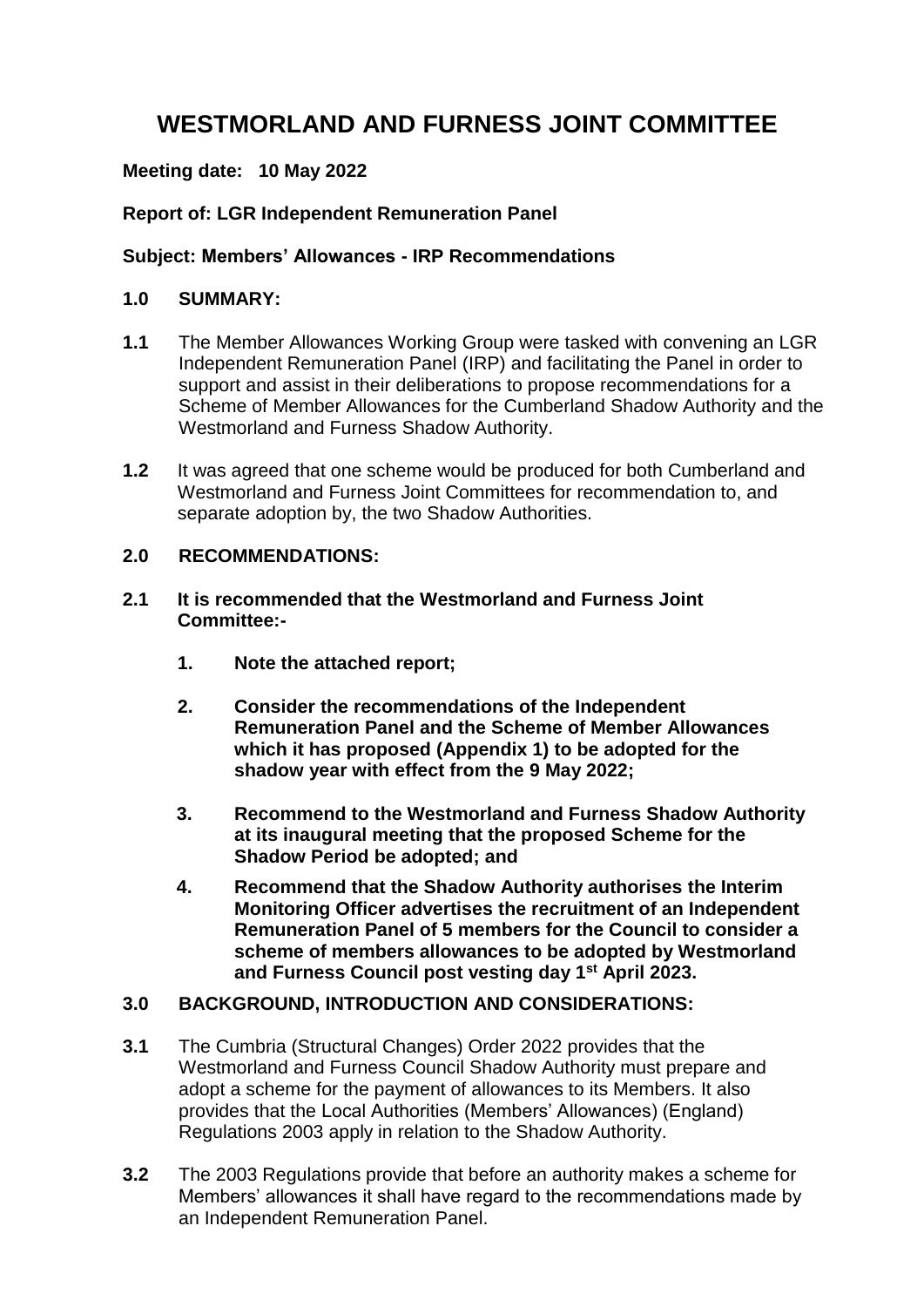# WESTMORLAND AND FURNESS JOINT COMMITTEE

**Meeting date: 10 May 2022**

**Report of: LGR Independent Remuneration Panel**

**Subject: Members' Allowances - IRP Recommendations**

## 1.0 SUMMARY:

**1.1** The Member Allowances Working Group were tasked with convening an LGR Independent Remuneration Panel (IRP) and facilitating the Panel in order to support and assist in their deliberations to propose recommendations for a Scheme of Member Allowances for the Cumberland Shadow Authority and the Westmorland and Furness Shadow Authority.

**1.2** It was agreed that one scheme would be produced for both Cumberland and Westmorland and Furness Joint Committees for recommendation to, and separate adoption by, the two Shadow Authorities.

## 2.0 RECOMMENDATIONS:

**2.1 It is recommended that the Westmorland and Furness Joint Committee:-**

1. **Note the attached report;**
2. **Consider the recommendations of the Independent Remuneration Panel and the Scheme of Member Allowances which it has proposed (Appendix 1) to be adopted for the shadow year with effect from the 9 May 2022;**
3. **Recommend to the Westmorland and Furness Shadow Authority at its inaugural meeting that the proposed Scheme for the Shadow Period be adopted; and**
4. **Recommend that the Shadow Authority authorises the Interim Monitoring Officer advertises the recruitment of an Independent Remuneration Panel of 5 members for the Council to consider a scheme of members allowances to be adopted by Westmorland and Furness Council post vesting day 1st April 2023.**

## 3.0 BACKGROUND, INTRODUCTION AND CONSIDERATIONS:

**3.1** The Cumbria (Structural Changes) Order 2022 provides that the Westmorland and Furness Council Shadow Authority must prepare and adopt a scheme for the payment of allowances to its Members. It also provides that the Local Authorities (Members' Allowances) (England) Regulations 2003 apply in relation to the Shadow Authority.

**3.2** The 2003 Regulations provide that before an authority makes a scheme for Members' allowances it shall have regard to the recommendations made by an Independent Remuneration Panel.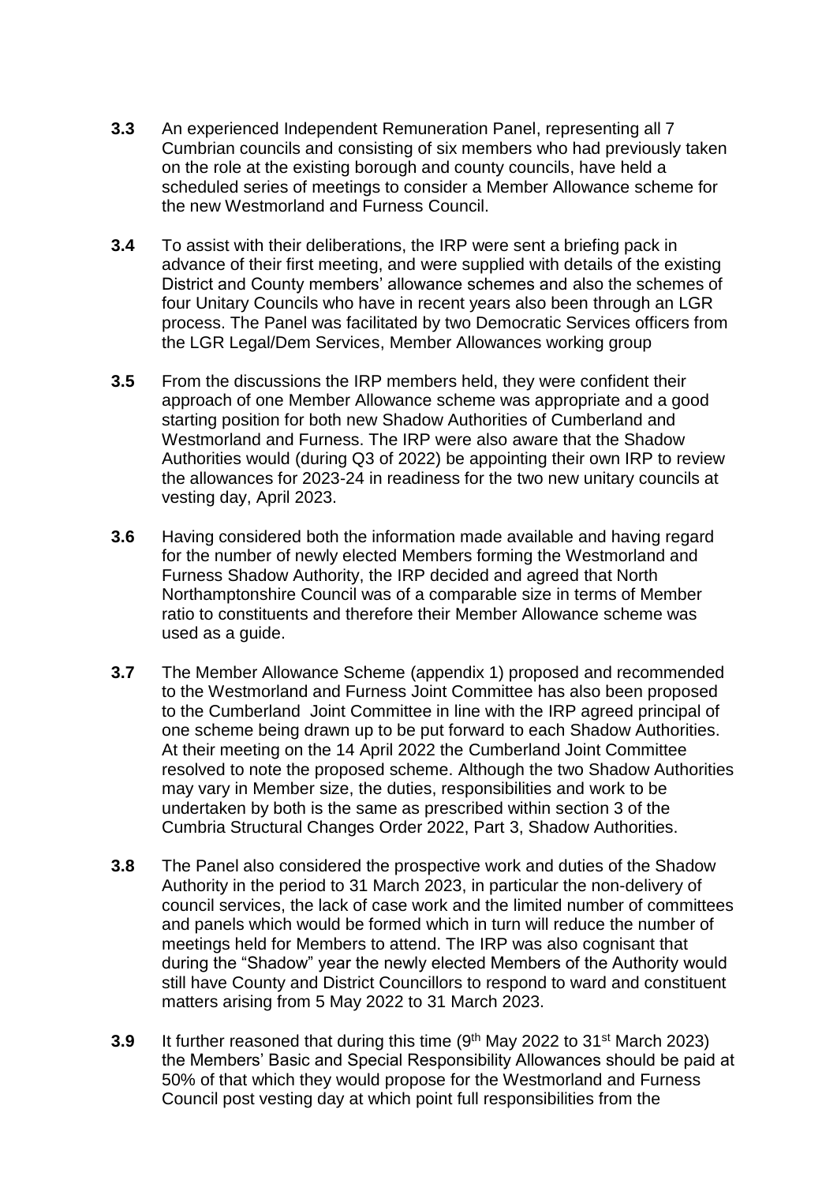**3.3** An experienced Independent Remuneration Panel, representing all 7 Cumbrian councils and consisting of six members who had previously taken on the role at the existing borough and county councils, have held a scheduled series of meetings to consider a Member Allowance scheme for the new Westmorland and Furness Council.

**3.4** To assist with their deliberations, the IRP were sent a briefing pack in advance of their first meeting, and were supplied with details of the existing District and County members' allowance schemes and also the schemes of four Unitary Councils who have in recent years also been through an LGR process. The Panel was facilitated by two Democratic Services officers from the LGR Legal/Dem Services, Member Allowances working group

**3.5** From the discussions the IRP members held, they were confident their approach of one Member Allowance scheme was appropriate and a good starting position for both new Shadow Authorities of Cumberland and Westmorland and Furness. The IRP were also aware that the Shadow Authorities would (during Q3 of 2022) be appointing their own IRP to review the allowances for 2023-24 in readiness for the two new unitary councils at vesting day, April 2023.

**3.6** Having considered both the information made available and having regard for the number of newly elected Members forming the Westmorland and Furness Shadow Authority, the IRP decided and agreed that North Northamptonshire Council was of a comparable size in terms of Member ratio to constituents and therefore their Member Allowance scheme was used as a guide.

**3.7** The Member Allowance Scheme (appendix 1) proposed and recommended to the Westmorland and Furness Joint Committee has also been proposed to the Cumberland Joint Committee in line with the IRP agreed principal of one scheme being drawn up to be put forward to each Shadow Authorities. At their meeting on the 14 April 2022 the Cumberland Joint Committee resolved to note the proposed scheme. Although the two Shadow Authorities may vary in Member size, the duties, responsibilities and work to be undertaken by both is the same as prescribed within section 3 of the Cumbria Structural Changes Order 2022, Part 3, Shadow Authorities.

**3.8** The Panel also considered the prospective work and duties of the Shadow Authority in the period to 31 March 2023, in particular the non-delivery of council services, the lack of case work and the limited number of committees and panels which would be formed which in turn will reduce the number of meetings held for Members to attend. The IRP was also cognisant that during the "Shadow" year the newly elected Members of the Authority would still have County and District Councillors to respond to ward and constituent matters arising from 5 May 2022 to 31 March 2023.

**3.9** It further reasoned that during this time (9th May 2022 to 31st March 2023) the Members' Basic and Special Responsibility Allowances should be paid at 50% of that which they would propose for the Westmorland and Furness Council post vesting day at which point full responsibilities from the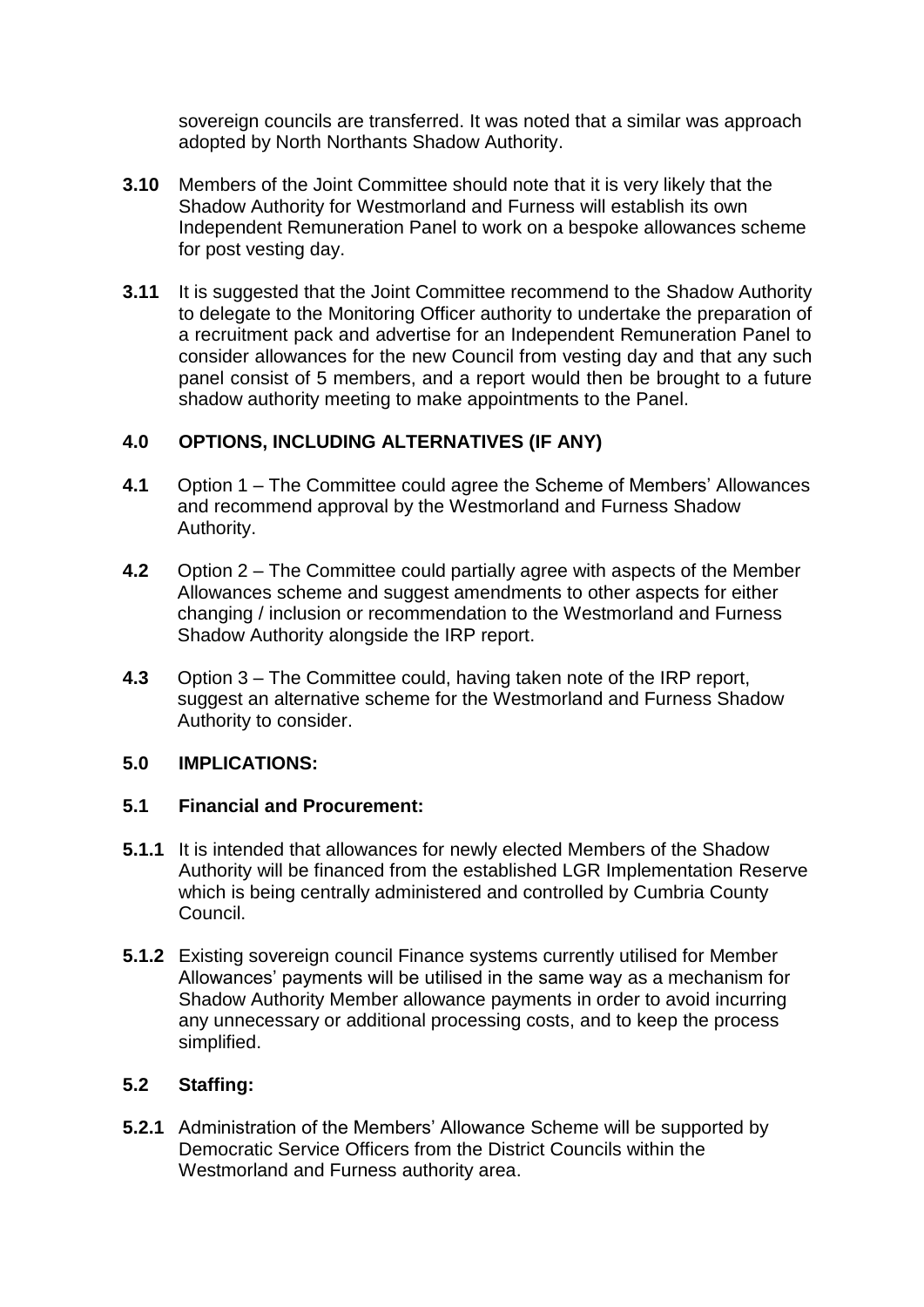sovereign councils are transferred. It was noted that a similar was approach adopted by North Northants Shadow Authority.

**3.10** Members of the Joint Committee should note that it is very likely that the Shadow Authority for Westmorland and Furness will establish its own Independent Remuneration Panel to work on a bespoke allowances scheme for post vesting day.

**3.11** It is suggested that the Joint Committee recommend to the Shadow Authority to delegate to the Monitoring Officer authority to undertake the preparation of a recruitment pack and advertise for an Independent Remuneration Panel to consider allowances for the new Council from vesting day and that any such panel consist of 5 members, and a report would then be brought to a future shadow authority meeting to make appointments to the Panel.

## 4.0 OPTIONS, INCLUDING ALTERNATIVES (IF ANY)

**4.1** Option 1 – The Committee could agree the Scheme of Members' Allowances and recommend approval by the Westmorland and Furness Shadow Authority.

**4.2** Option 2 – The Committee could partially agree with aspects of the Member Allowances scheme and suggest amendments to other aspects for either changing / inclusion or recommendation to the Westmorland and Furness Shadow Authority alongside the IRP report.

**4.3** Option 3 – The Committee could, having taken note of the IRP report, suggest an alternative scheme for the Westmorland and Furness Shadow Authority to consider.

## 5.0 IMPLICATIONS:

### 5.1 Financial and Procurement:

**5.1.1** It is intended that allowances for newly elected Members of the Shadow Authority will be financed from the established LGR Implementation Reserve which is being centrally administered and controlled by Cumbria County Council.

**5.1.2** Existing sovereign council Finance systems currently utilised for Member Allowances' payments will be utilised in the same way as a mechanism for Shadow Authority Member allowance payments in order to avoid incurring any unnecessary or additional processing costs, and to keep the process simplified.

### 5.2 Staffing:

**5.2.1** Administration of the Members' Allowance Scheme will be supported by Democratic Service Officers from the District Councils within the Westmorland and Furness authority area.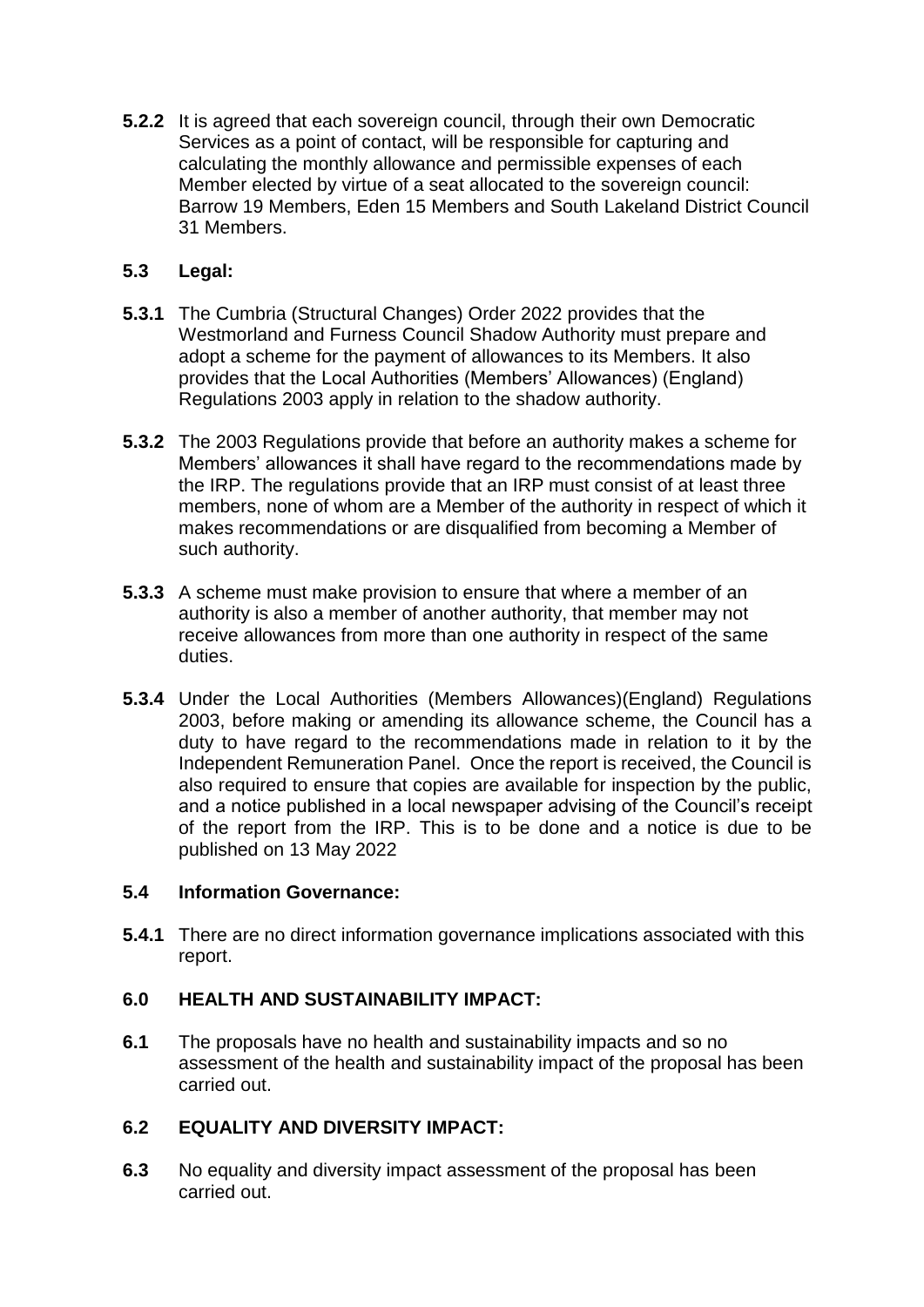**5.2.2** It is agreed that each sovereign council, through their own Democratic Services as a point of contact, will be responsible for capturing and calculating the monthly allowance and permissible expenses of each Member elected by virtue of a seat allocated to the sovereign council: Barrow 19 Members, Eden 15 Members and South Lakeland District Council 31 Members.

### 5.3 Legal:

**5.3.1** The Cumbria (Structural Changes) Order 2022 provides that the Westmorland and Furness Council Shadow Authority must prepare and adopt a scheme for the payment of allowances to its Members. It also provides that the Local Authorities (Members' Allowances) (England) Regulations 2003 apply in relation to the shadow authority.

**5.3.2** The 2003 Regulations provide that before an authority makes a scheme for Members' allowances it shall have regard to the recommendations made by the IRP. The regulations provide that an IRP must consist of at least three members, none of whom are a Member of the authority in respect of which it makes recommendations or are disqualified from becoming a Member of such authority.

**5.3.3** A scheme must make provision to ensure that where a member of an authority is also a member of another authority, that member may not receive allowances from more than one authority in respect of the same duties.

**5.3.4** Under the Local Authorities (Members Allowances)(England) Regulations 2003, before making or amending its allowance scheme, the Council has a duty to have regard to the recommendations made in relation to it by the Independent Remuneration Panel. Once the report is received, the Council is also required to ensure that copies are available for inspection by the public, and a notice published in a local newspaper advising of the Council's receipt of the report from the IRP. This is to be done and a notice is due to be published on 13 May 2022

### 5.4 Information Governance:

**5.4.1** There are no direct information governance implications associated with this report.

## 6.0 HEALTH AND SUSTAINABILITY IMPACT:

**6.1** The proposals have no health and sustainability impacts and so no assessment of the health and sustainability impact of the proposal has been carried out.

## 6.2 EQUALITY AND DIVERSITY IMPACT:

**6.3** No equality and diversity impact assessment of the proposal has been carried out.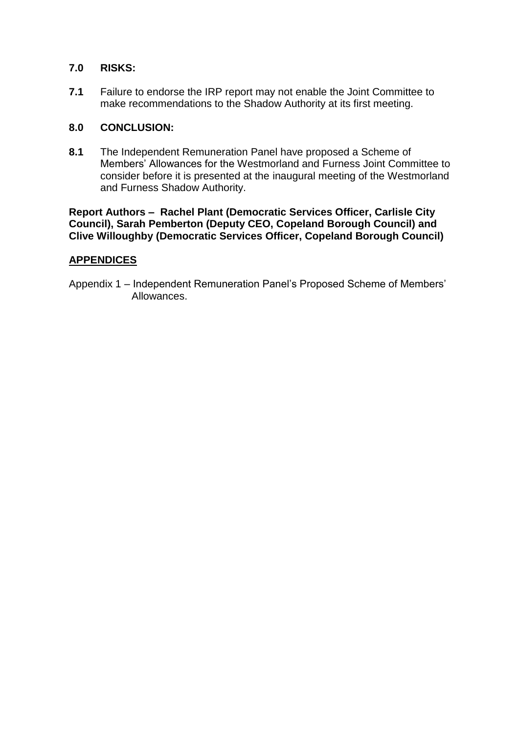## 7.0 RISKS:

**7.1** Failure to endorse the IRP report may not enable the Joint Committee to make recommendations to the Shadow Authority at its first meeting.

## 8.0 CONCLUSION:

**8.1** The Independent Remuneration Panel have proposed a Scheme of Members' Allowances for the Westmorland and Furness Joint Committee to consider before it is presented at the inaugural meeting of the Westmorland and Furness Shadow Authority.

**Report Authors – Rachel Plant (Democratic Services Officer, Carlisle City Council), Sarah Pemberton (Deputy CEO, Copeland Borough Council) and Clive Willoughby (Democratic Services Officer, Copeland Borough Council)**

## APPENDICES

Appendix 1 – Independent Remuneration Panel's Proposed Scheme of Members' Allowances.